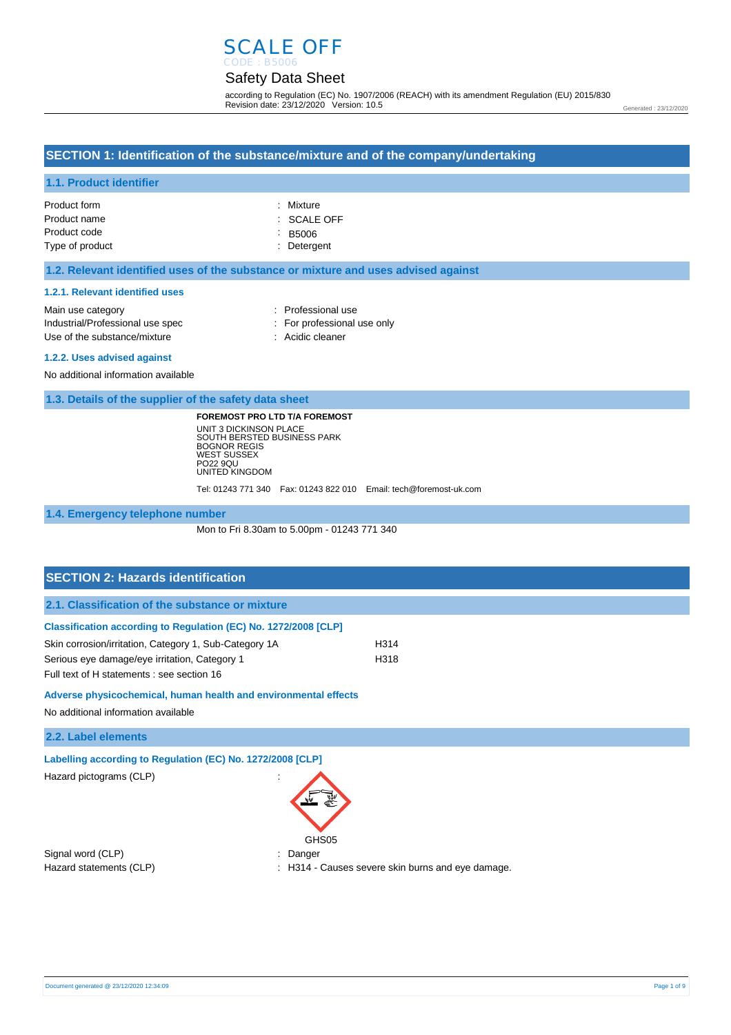# SCALE OFF

CODE : B5006

## Safety Data Sheet

according to Regulation (EC) No. 1907/2006 (REACH) with its amendment Regulation (EU) 2015/830
Revision date: 23/12/2020 Version: 10.5

Generated : 23/12/2020

## SECTION 1: Identification of the substance/mixture and of the company/undertaking

### 1.1. Product identifier

| | |
|---|---|
| Product form | : Mixture |
| Product name | : SCALE OFF |
| Product code | : B5006 |
| Type of product | : Detergent |

### 1.2. Relevant identified uses of the substance or mixture and uses advised against

#### 1.2.1. Relevant identified uses

| | |
|---|---|
| Main use category | : Professional use |
| Industrial/Professional use spec | : For professional use only |
| Use of the substance/mixture | : Acidic cleaner |

#### 1.2.2. Uses advised against

No additional information available

### 1.3. Details of the supplier of the safety data sheet

**FOREMOST PRO LTD T/A FOREMOST**
UNIT 3 DICKINSON PLACE
SOUTH BERSTED BUSINESS PARK
BOGNOR REGIS
WEST SUSSEX
PO22 9QU
UNITED KINGDOM

Tel: 01243 771 340 Fax: 01243 822 010 Email: tech@foremost-uk.com

### 1.4. Emergency telephone number

Mon to Fri 8.30am to 5.00pm - 01243 771 340

## SECTION 2: Hazards identification

### 2.1. Classification of the substance or mixture

#### Classification according to Regulation (EC) No. 1272/2008 [CLP]

| | |
|---|---|
| Skin corrosion/irritation, Category 1, Sub-Category 1A | H314 |
| Serious eye damage/eye irritation, Category 1 | H318 |

Full text of H statements : see section 16

#### Adverse physicochemical, human health and environmental effects

No additional information available

### 2.2. Label elements

#### Labelling according to Regulation (EC) No. 1272/2008 [CLP]

Hazard pictograms (CLP) :

GHS05

| | |
|---|---|
| Signal word (CLP) | : Danger |
| Hazard statements (CLP) | : H314 - Causes severe skin burns and eye damage. |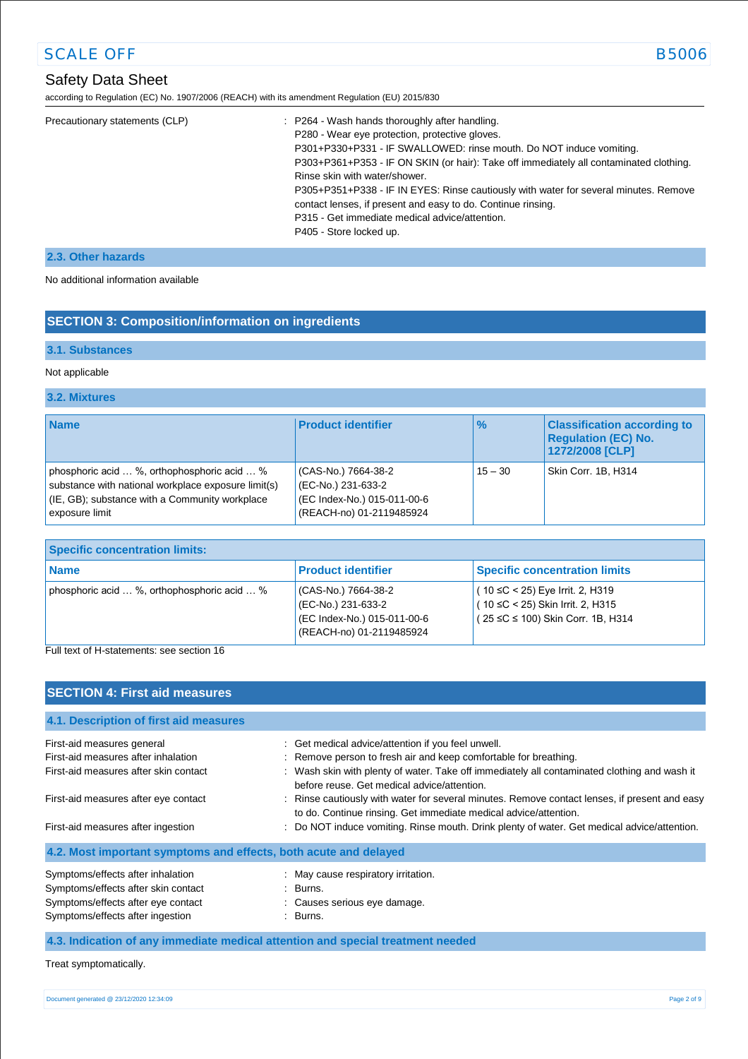Precautionary statements (CLP) : P264 - Wash hands thoroughly after handling.
P280 - Wear eye protection, protective gloves.
P301+P330+P331 - IF SWALLOWED: rinse mouth. Do NOT induce vomiting.
P303+P361+P353 - IF ON SKIN (or hair): Take off immediately all contaminated clothing. Rinse skin with water/shower.
P305+P351+P338 - IF IN EYES: Rinse cautiously with water for several minutes. Remove contact lenses, if present and easy to do. Continue rinsing.
P315 - Get immediate medical advice/attention.
P405 - Store locked up.

### 2.3. Other hazards

No additional information available

## SECTION 3: Composition/information on ingredients

### 3.1. Substances

Not applicable

### 3.2. Mixtures

| Name | Product identifier | % | Classification according to Regulation (EC) No. 1272/2008 [CLP] |
|---|---|---|---|
| phosphoric acid … %, orthophosphoric acid … % substance with national workplace exposure limit(s) (IE, GB); substance with a Community workplace exposure limit | (CAS-No.) 7664-38-2<br>(EC-No.) 231-633-2<br>(EC Index-No.) 015-011-00-6<br>(REACH-no) 01-2119485924 | 15 – 30 | Skin Corr. 1B, H314 |

| Specific concentration limits: | | |
|---|---|---|
| **Name** | **Product identifier** | **Specific concentration limits** |
| phosphoric acid … %, orthophosphoric acid … % | (CAS-No.) 7664-38-2<br>(EC-No.) 231-633-2<br>(EC Index-No.) 015-011-00-6<br>(REACH-no) 01-2119485924 | ( 10 ≤C < 25) Eye Irrit. 2, H319<br>( 10 ≤C < 25) Skin Irrit. 2, H315<br>( 25 ≤C ≤ 100) Skin Corr. 1B, H314 |

Full text of H-statements: see section 16

## SECTION 4: First aid measures

### 4.1. Description of first aid measures

First-aid measures general : Get medical advice/attention if you feel unwell.
First-aid measures after inhalation : Remove person to fresh air and keep comfortable for breathing.
First-aid measures after skin contact : Wash skin with plenty of water. Take off immediately all contaminated clothing and wash it before reuse. Get medical advice/attention.
First-aid measures after eye contact : Rinse cautiously with water for several minutes. Remove contact lenses, if present and easy to do. Continue rinsing. Get immediate medical advice/attention.
First-aid measures after ingestion : Do NOT induce vomiting. Rinse mouth. Drink plenty of water. Get medical advice/attention.

### 4.2. Most important symptoms and effects, both acute and delayed

Symptoms/effects after inhalation : May cause respiratory irritation.
Symptoms/effects after skin contact : Burns.
Symptoms/effects after eye contact : Causes serious eye damage.
Symptoms/effects after ingestion : Burns.

### 4.3. Indication of any immediate medical attention and special treatment needed

Treat symptomatically.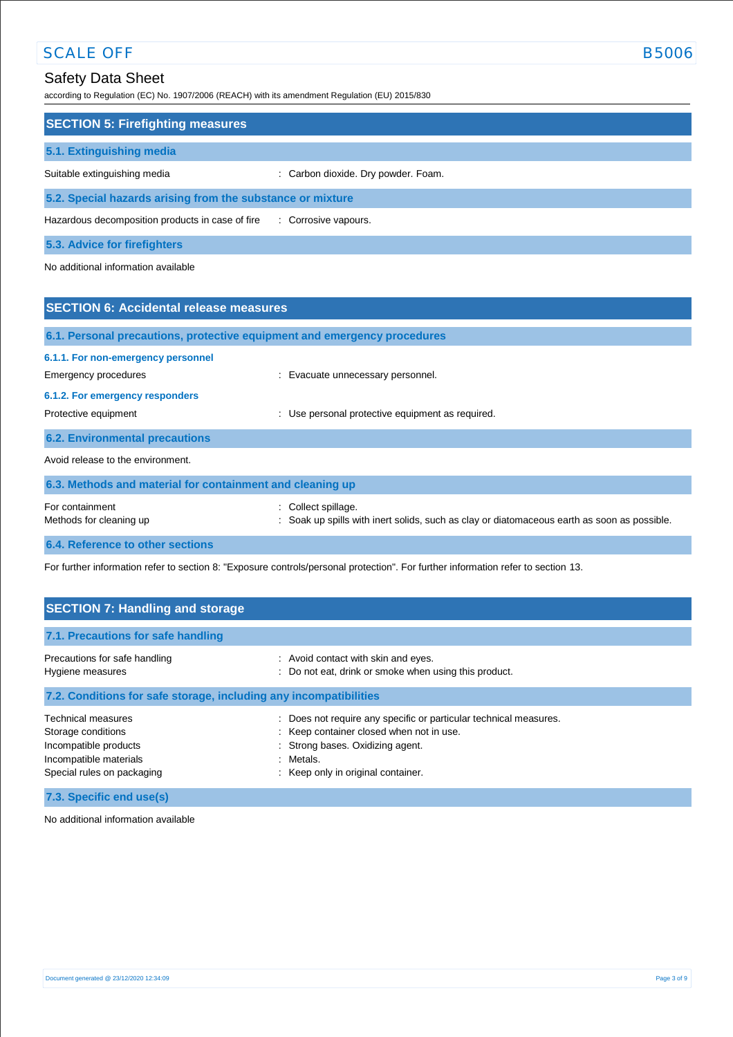## SECTION 5: Firefighting measures

### 5.1. Extinguishing media

Suitable extinguishing media : Carbon dioxide. Dry powder. Foam.

### 5.2. Special hazards arising from the substance or mixture

Hazardous decomposition products in case of fire : Corrosive vapours.

### 5.3. Advice for firefighters

No additional information available

## SECTION 6: Accidental release measures

### 6.1. Personal precautions, protective equipment and emergency procedures

#### 6.1.1. For non-emergency personnel

Emergency procedures : Evacuate unnecessary personnel.

#### 6.1.2. For emergency responders

Protective equipment : Use personal protective equipment as required.

### 6.2. Environmental precautions

Avoid release to the environment.

### 6.3. Methods and material for containment and cleaning up

For containment : Collect spillage.

Methods for cleaning up : Soak up spills with inert solids, such as clay or diatomaceous earth as soon as possible.

### 6.4. Reference to other sections

For further information refer to section 8: "Exposure controls/personal protection". For further information refer to section 13.

## SECTION 7: Handling and storage

### 7.1. Precautions for safe handling

Precautions for safe handling : Avoid contact with skin and eyes.

Hygiene measures : Do not eat, drink or smoke when using this product.

### 7.2. Conditions for safe storage, including any incompatibilities

Technical measures : Does not require any specific or particular technical measures.

Storage conditions : Keep container closed when not in use.

Incompatible products : Strong bases. Oxidizing agent.

Incompatible materials : Metals.

Special rules on packaging : Keep only in original container.

### 7.3. Specific end use(s)

No additional information available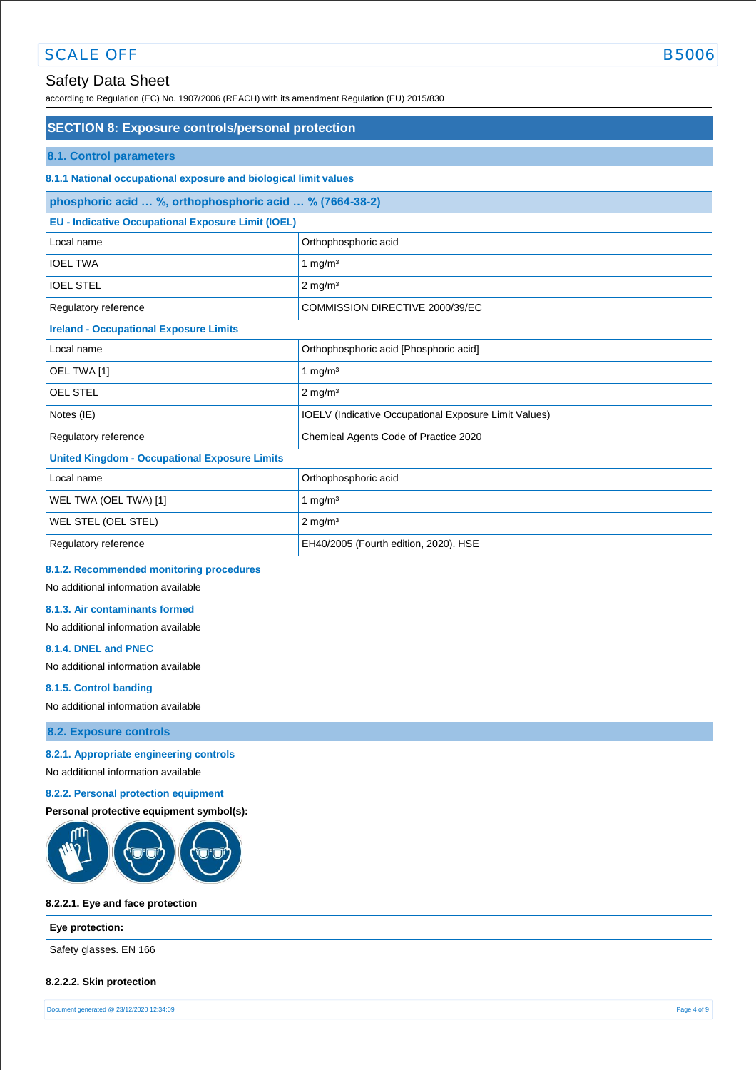## SECTION 8: Exposure controls/personal protection

### 8.1. Control parameters

#### 8.1.1 National occupational exposure and biological limit values

| phosphoric acid … %, orthophosphoric acid … % (7664-38-2) | |
|---|---|
| **EU - Indicative Occupational Exposure Limit (IOEL)** | |
| Local name | Orthophosphoric acid |
| IOEL TWA | 1 mg/m³ |
| IOEL STEL | 2 mg/m³ |
| Regulatory reference | COMMISSION DIRECTIVE 2000/39/EC |
| **Ireland - Occupational Exposure Limits** | |
| Local name | Orthophosphoric acid [Phosphoric acid] |
| OEL TWA [1] | 1 mg/m³ |
| OEL STEL | 2 mg/m³ |
| Notes (IE) | IOELV (Indicative Occupational Exposure Limit Values) |
| Regulatory reference | Chemical Agents Code of Practice 2020 |
| **United Kingdom - Occupational Exposure Limits** | |
| Local name | Orthophosphoric acid |
| WEL TWA (OEL TWA) [1] | 1 mg/m³ |
| WEL STEL (OEL STEL) | 2 mg/m³ |
| Regulatory reference | EH40/2005 (Fourth edition, 2020). HSE |

#### 8.1.2. Recommended monitoring procedures

No additional information available

#### 8.1.3. Air contaminants formed

No additional information available

#### 8.1.4. DNEL and PNEC

No additional information available

#### 8.1.5. Control banding

No additional information available

### 8.2. Exposure controls

#### 8.2.1. Appropriate engineering controls

No additional information available

#### 8.2.2. Personal protection equipment

**Personal protective equipment symbol(s):**

**8.2.2.1. Eye and face protection**

| Eye protection: |
|---|
| Safety glasses. EN 166 |

**8.2.2.2. Skin protection**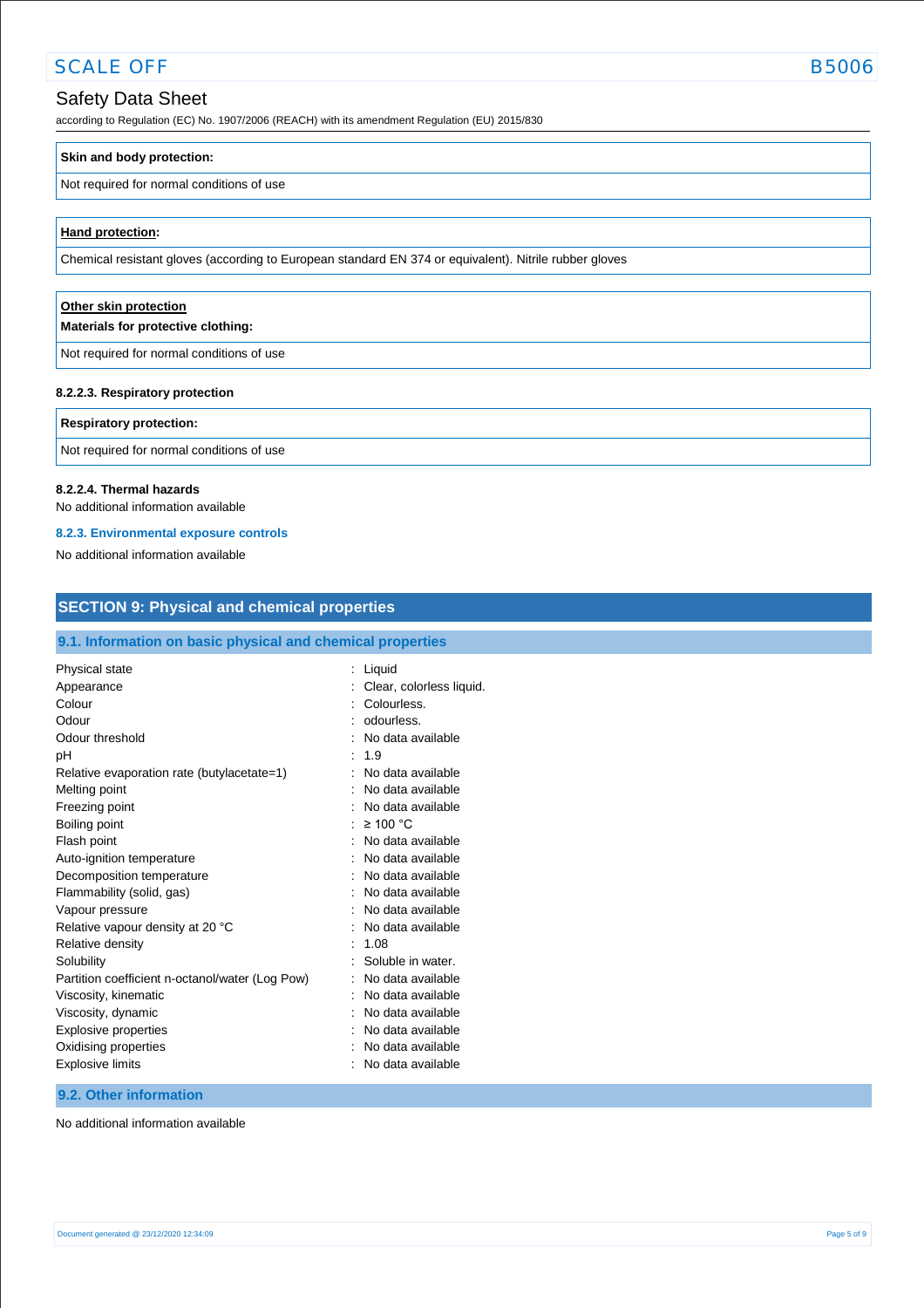| Skin and body protection: |
|---|
| Not required for normal conditions of use |

| Hand protection: |
|---|
| Chemical resistant gloves (according to European standard EN 374 or equivalent). Nitrile rubber gloves |

| Other skin protection<br>Materials for protective clothing: |
|---|
| Not required for normal conditions of use |

**8.2.2.3. Respiratory protection**

| Respiratory protection: |
|---|
| Not required for normal conditions of use |

**8.2.2.4. Thermal hazards**

No additional information available

### 8.2.3. Environmental exposure controls

No additional information available

## SECTION 9: Physical and chemical properties

### 9.1. Information on basic physical and chemical properties

| | |
|---|---|
| Physical state | : Liquid |
| Appearance | : Clear, colorless liquid. |
| Colour | : Colourless. |
| Odour | : odourless. |
| Odour threshold | : No data available |
| pH | : 1.9 |
| Relative evaporation rate (butylacetate=1) | : No data available |
| Melting point | : No data available |
| Freezing point | : No data available |
| Boiling point | : ≥ 100 °C |
| Flash point | : No data available |
| Auto-ignition temperature | : No data available |
| Decomposition temperature | : No data available |
| Flammability (solid, gas) | : No data available |
| Vapour pressure | : No data available |
| Relative vapour density at 20 °C | : No data available |
| Relative density | : 1.08 |
| Solubility | : Soluble in water. |
| Partition coefficient n-octanol/water (Log Pow) | : No data available |
| Viscosity, kinematic | : No data available |
| Viscosity, dynamic | : No data available |
| Explosive properties | : No data available |
| Oxidising properties | : No data available |
| Explosive limits | : No data available |

### 9.2. Other information

No additional information available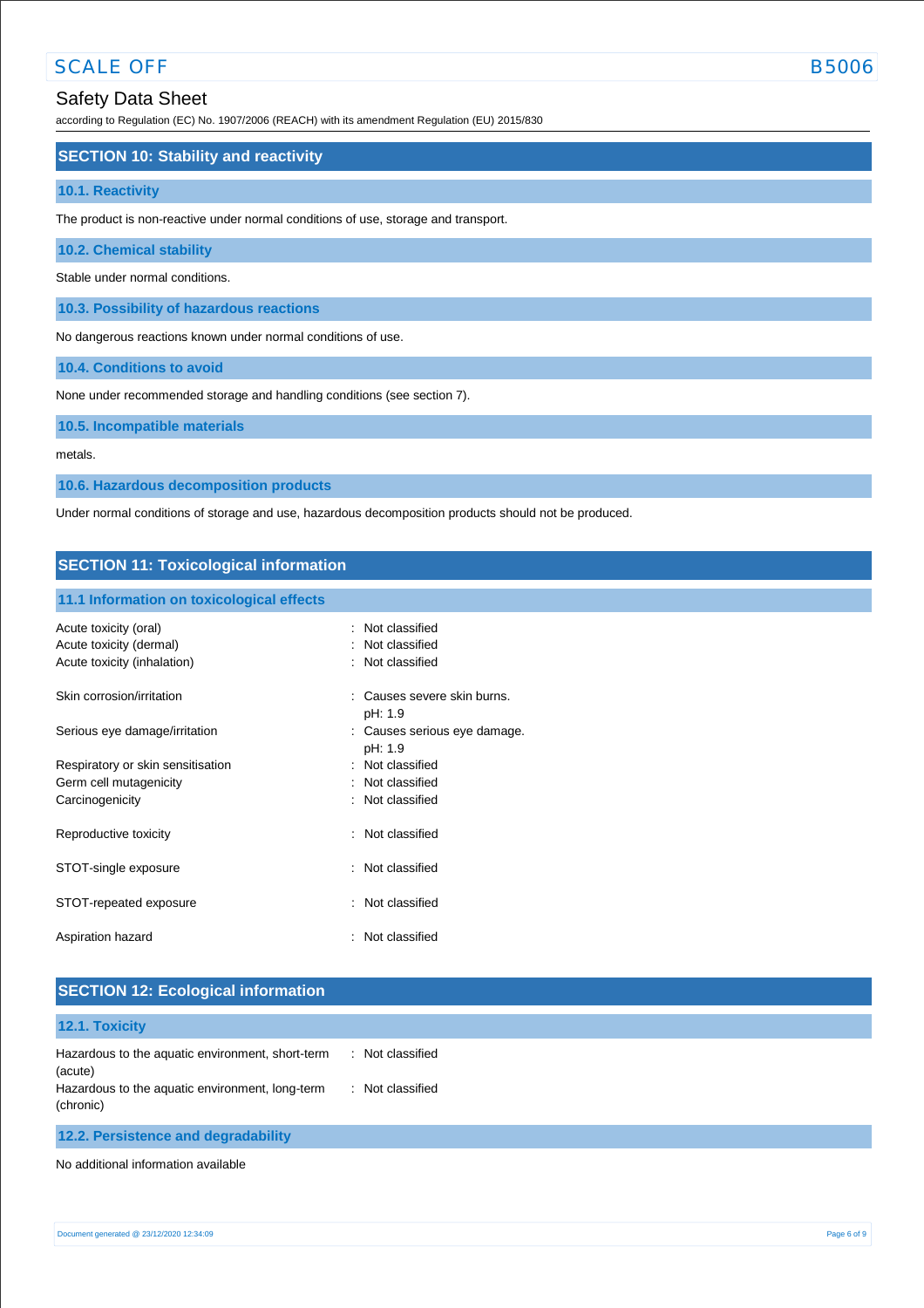## SECTION 10: Stability and reactivity

### 10.1. Reactivity

The product is non-reactive under normal conditions of use, storage and transport.

### 10.2. Chemical stability

Stable under normal conditions.

### 10.3. Possibility of hazardous reactions

No dangerous reactions known under normal conditions of use.

### 10.4. Conditions to avoid

None under recommended storage and handling conditions (see section 7).

### 10.5. Incompatible materials

metals.

### 10.6. Hazardous decomposition products

Under normal conditions of storage and use, hazardous decomposition products should not be produced.

## SECTION 11: Toxicological information

### 11.1 Information on toxicological effects

| | |
|---|---|
| Acute toxicity (oral) | : Not classified |
| Acute toxicity (dermal) | : Not classified |
| Acute toxicity (inhalation) | : Not classified |
| Skin corrosion/irritation | : Causes severe skin burns. pH: 1.9 |
| Serious eye damage/irritation | : Causes serious eye damage. pH: 1.9 |
| Respiratory or skin sensitisation | : Not classified |
| Germ cell mutagenicity | : Not classified |
| Carcinogenicity | : Not classified |
| Reproductive toxicity | : Not classified |
| STOT-single exposure | : Not classified |
| STOT-repeated exposure | : Not classified |
| Aspiration hazard | : Not classified |

## SECTION 12: Ecological information

### 12.1. Toxicity

| | |
|---|---|
| Hazardous to the aquatic environment, short-term (acute) | : Not classified |
| Hazardous to the aquatic environment, long-term (chronic) | : Not classified |

### 12.2. Persistence and degradability

No additional information available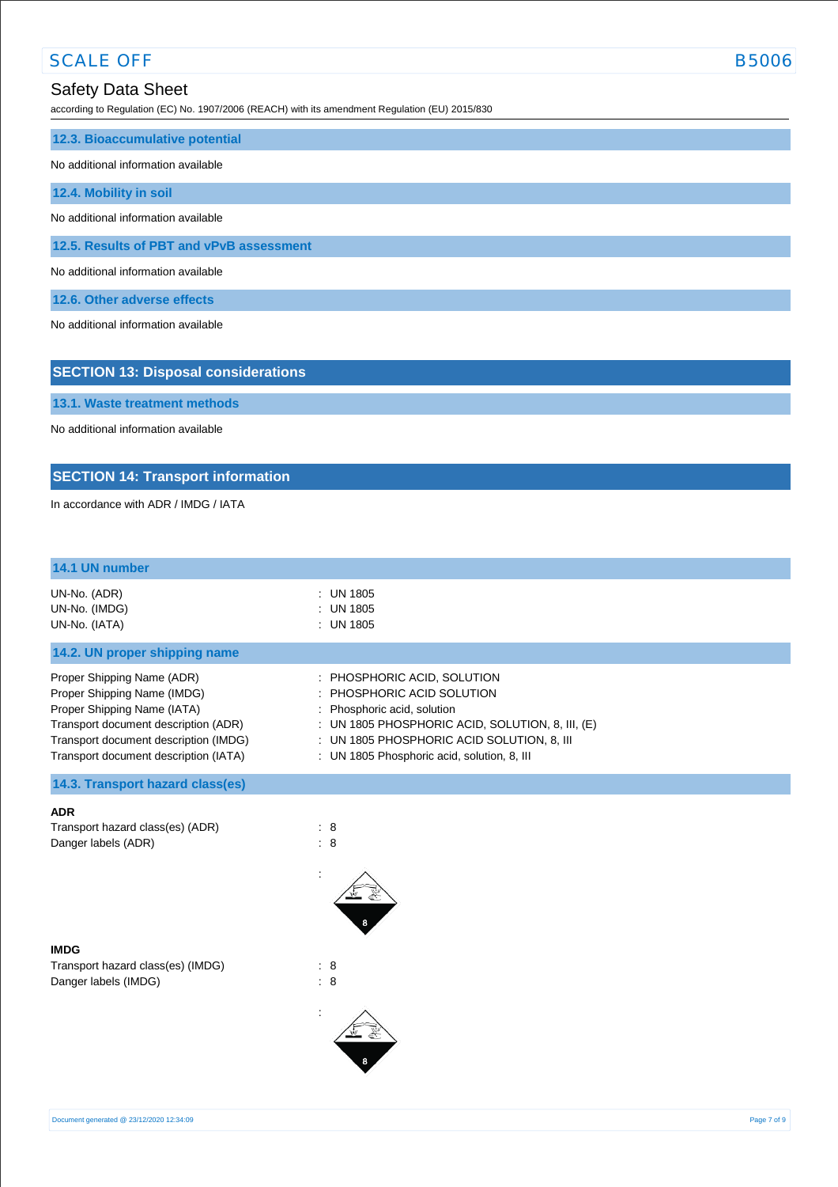### 12.3. Bioaccumulative potential

No additional information available

### 12.4. Mobility in soil

No additional information available

### 12.5. Results of PBT and vPvB assessment

No additional information available

### 12.6. Other adverse effects

No additional information available

## SECTION 13: Disposal considerations

### 13.1. Waste treatment methods

No additional information available

## SECTION 14: Transport information

In accordance with ADR / IMDG / IATA

### 14.1 UN number

UN-No. (ADR) : UN 1805
UN-No. (IMDG) : UN 1805
UN-No. (IATA) : UN 1805

### 14.2. UN proper shipping name

Proper Shipping Name (ADR) : PHOSPHORIC ACID, SOLUTION
Proper Shipping Name (IMDG) : PHOSPHORIC ACID SOLUTION
Proper Shipping Name (IATA) : Phosphoric acid, solution
Transport document description (ADR) : UN 1805 PHOSPHORIC ACID, SOLUTION, 8, III, (E)
Transport document description (IMDG) : UN 1805 PHOSPHORIC ACID SOLUTION, 8, III
Transport document description (IATA) : UN 1805 Phosphoric acid, solution, 8, III

### 14.3. Transport hazard class(es)

**ADR**

Transport hazard class(es) (ADR) : 8
Danger labels (ADR) : 8

:

**IMDG**

Transport hazard class(es) (IMDG) : 8
Danger labels (IMDG) : 8

: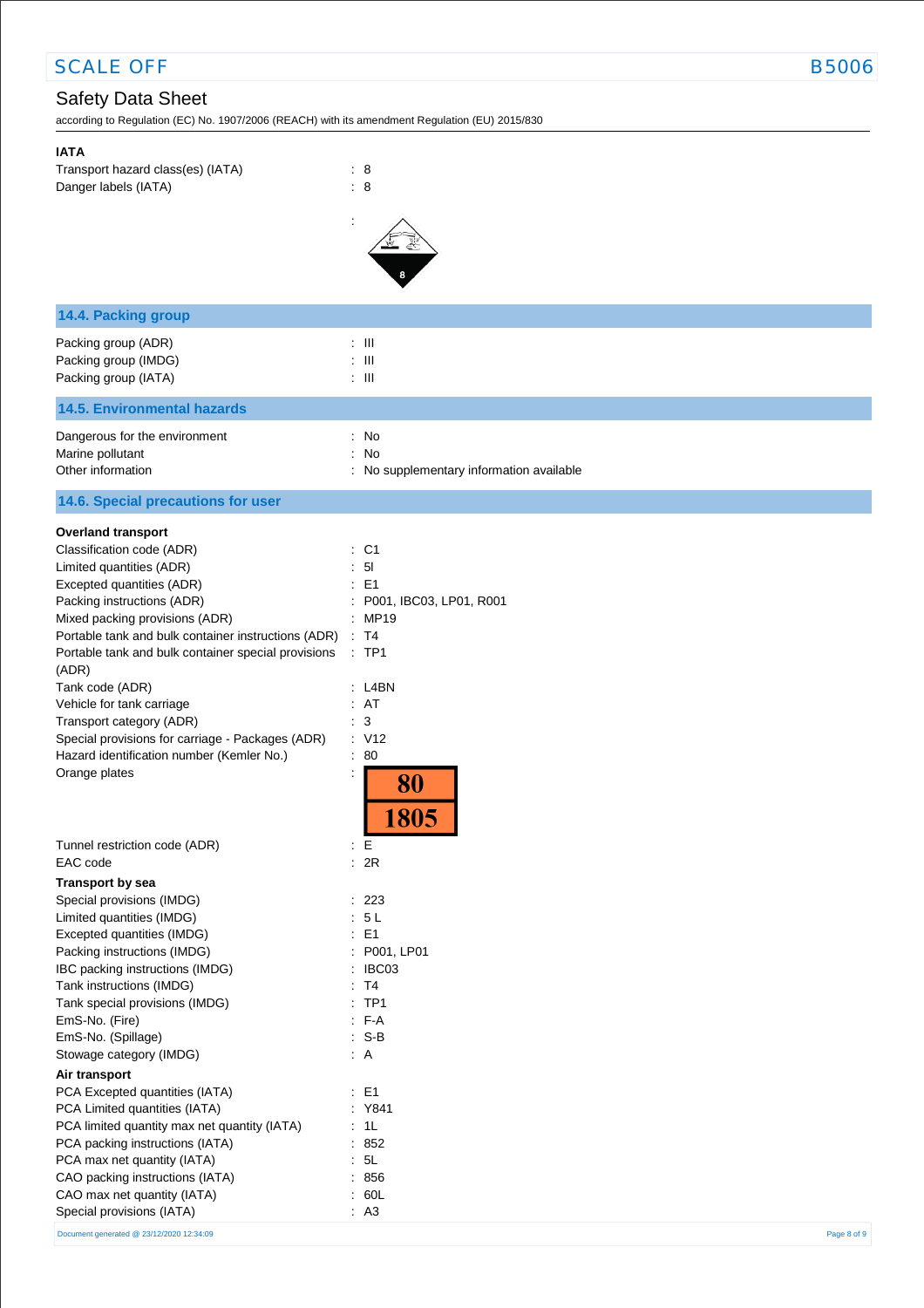**IATA**

Transport hazard class(es) (IATA) : 8
Danger labels (IATA) : 8

:

## 14.4. Packing group

Packing group (ADR) : III
Packing group (IMDG) : III
Packing group (IATA) : III

## 14.5. Environmental hazards

Dangerous for the environment : No
Marine pollutant : No
Other information : No supplementary information available

## 14.6. Special precautions for user

**Overland transport**

Classification code (ADR) : C1
Limited quantities (ADR) : 5l
Excepted quantities (ADR) : E1
Packing instructions (ADR) : P001, IBC03, LP01, R001
Mixed packing provisions (ADR) : MP19
Portable tank and bulk container instructions (ADR) : T4
Portable tank and bulk container special provisions (ADR) : TP1
Tank code (ADR) : L4BN
Vehicle for tank carriage : AT
Transport category (ADR) : 3
Special provisions for carriage - Packages (ADR) : V12
Hazard identification number (Kemler No.) : 80
Orange plates :

80
1805

Tunnel restriction code (ADR) : E
EAC code : 2R

**Transport by sea**

Special provisions (IMDG) : 223
Limited quantities (IMDG) : 5 L
Excepted quantities (IMDG) : E1
Packing instructions (IMDG) : P001, LP01
IBC packing instructions (IMDG) : IBC03
Tank instructions (IMDG) : T4
Tank special provisions (IMDG) : TP1
EmS-No. (Fire) : F-A
EmS-No. (Spillage) : S-B
Stowage category (IMDG) : A

**Air transport**

PCA Excepted quantities (IATA) : E1
PCA Limited quantities (IATA) : Y841
PCA limited quantity max net quantity (IATA) : 1L
PCA packing instructions (IATA) : 852
PCA max net quantity (IATA) : 5L
CAO packing instructions (IATA) : 856
CAO max net quantity (IATA) : 60L
Special provisions (IATA) : A3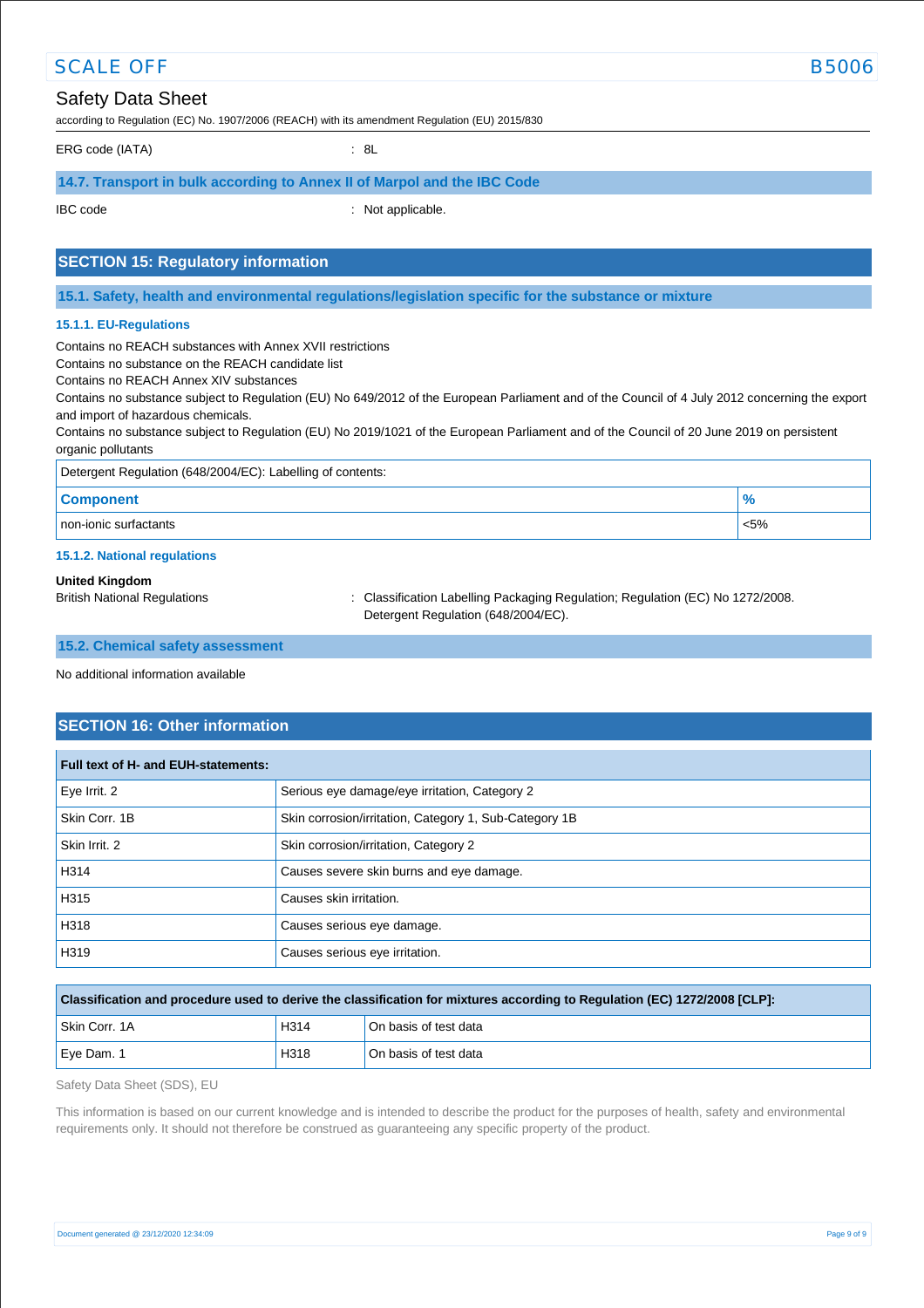ERG code (IATA) : 8L

### 14.7. Transport in bulk according to Annex II of Marpol and the IBC Code

IBC code : Not applicable.

## SECTION 15: Regulatory information

### 15.1. Safety, health and environmental regulations/legislation specific for the substance or mixture

#### 15.1.1. EU-Regulations

Contains no REACH substances with Annex XVII restrictions
Contains no substance on the REACH candidate list
Contains no REACH Annex XIV substances
Contains no substance subject to Regulation (EU) No 649/2012 of the European Parliament and of the Council of 4 July 2012 concerning the export and import of hazardous chemicals.
Contains no substance subject to Regulation (EU) No 2019/1021 of the European Parliament and of the Council of 20 June 2019 on persistent organic pollutants

Detergent Regulation (648/2004/EC): Labelling of contents:

| Component | % |
|---|---|
| non-ionic surfactants | <5% |

#### 15.1.2. National regulations

**United Kingdom**

British National Regulations : Classification Labelling Packaging Regulation; Regulation (EC) No 1272/2008. Detergent Regulation (648/2004/EC).

### 15.2. Chemical safety assessment

No additional information available

## SECTION 16: Other information

| Full text of H- and EUH-statements: | |
|---|---|
| Eye Irrit. 2 | Serious eye damage/eye irritation, Category 2 |
| Skin Corr. 1B | Skin corrosion/irritation, Category 1, Sub-Category 1B |
| Skin Irrit. 2 | Skin corrosion/irritation, Category 2 |
| H314 | Causes severe skin burns and eye damage. |
| H315 | Causes skin irritation. |
| H318 | Causes serious eye damage. |
| H319 | Causes serious eye irritation. |

| Classification and procedure used to derive the classification for mixtures according to Regulation (EC) 1272/2008 [CLP]: | | |
|---|---|---|
| Skin Corr. 1A | H314 | On basis of test data |
| Eye Dam. 1 | H318 | On basis of test data |

Safety Data Sheet (SDS), EU

This information is based on our current knowledge and is intended to describe the product for the purposes of health, safety and environmental requirements only. It should not therefore be construed as guaranteeing any specific property of the product.